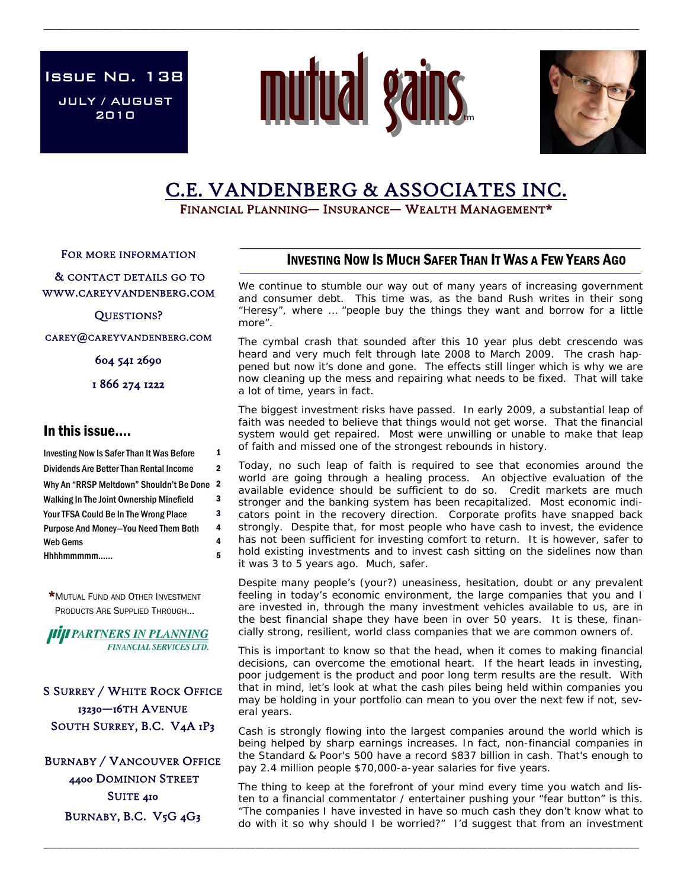Issue No. 138

JULY / AUGUST 2010

# mutual gains™

## C.E. VANDENBERG & ASSOCIATES INC.

FINANCIAL PLANNING— INSURANCE— WEALTH MANAGEMENT*

FOR MORE INFORMATION & CONTACT DETAILS GO TO WWW.CAREYVANDENBERG.COM

QUESTIONS?

CAREY@CAREYVANDENBERG.COM

604 541 2690

1 866 274 1222

### In this issue....

| | |
|---|---|
| Investing Now Is Safer Than It Was Before | 1 |
| Dividends Are Better Than Rental Income | 2 |
| Why An "RRSP Meltdown" Shouldn't Be Done | 2 |
| Walking In The Joint Ownership Minefield | 3 |
| Your TFSA Could Be In The Wrong Place | 3 |
| Purpose And Money—You Need Them Both | 4 |
| Web Gems | 4 |
| Hhhhmmmmm...... | 5 |

*MUTUAL FUND AND OTHER INVESTMENT PRODUCTS ARE SUPPLIED THROUGH...

PARTNERS IN PLANNING FINANCIAL SERVICES LTD.

S SURREY / WHITE ROCK OFFICE
13230—16TH AVENUE
SOUTH SURREY, B.C. V4A 1P3

BURNABY / VANCOUVER OFFICE
4400 DOMINION STREET
SUITE 410
BURNABY, B.C. V5G 4G3

## INVESTING NOW IS MUCH SAFER THAN IT WAS A FEW YEARS AGO

We continue to stumble our way out of many years of increasing government and consumer debt. This time was, as the band Rush writes in their song "Heresy", where … "people buy the things they want and borrow for a little more".

The cymbal crash that sounded after this 10 year plus debt crescendo was heard and very much felt through late 2008 to March 2009. The crash happened but now it's done and gone. The effects still linger which is why we are now cleaning up the mess and repairing what needs to be fixed. That will take a lot of time, years in fact.

The biggest investment risks have passed. In early 2009, a substantial leap of faith was needed to believe that things would not get worse. That the financial system would get repaired. Most were unwilling or unable to make that leap of faith and missed one of the strongest rebounds in history.

Today, no such leap of faith is required to see that economies around the world are going through a healing process. An objective evaluation of the available evidence should be sufficient to do so. Credit markets are much stronger and the banking system has been recapitalized. Most economic indicators point in the recovery direction. Corporate profits have snapped back strongly. Despite that, for most people who have cash to invest, the evidence has not been sufficient for investing comfort to return. It is however, safer to hold existing investments and to invest cash sitting on the sidelines now than it was 3 to 5 years ago. Much, safer.

Despite many people's (your?) uneasiness, hesitation, doubt or any prevalent feeling in today's economic environment, the large companies that you and I are invested in, through the many investment vehicles available to us, are in the best financial shape they have been in over 50 years. It is these, financially strong, resilient, world class companies that we are common owners of.

This is important to know so that the head, when it comes to making financial decisions, can overcome the emotional heart. If the heart leads in investing, poor judgement is the product and poor long term results are the result. With that in mind, let's look at what the cash piles being held within companies you may be holding in your portfolio can mean to you over the next few if not, several years.

Cash is strongly flowing into the largest companies around the world which is being helped by sharp earnings increases. In fact, non-financial companies in the Standard & Poor's 500 have a record $837 billion in cash. That's enough to pay 2.4 million people $70,000-a-year salaries for five years.

The thing to keep at the forefront of your mind every time you watch and listen to a financial commentator / entertainer pushing your "fear button" is this. "The companies I have invested in have so much cash they don't know what to do with it so why should I be worried?" I'd suggest that from an investment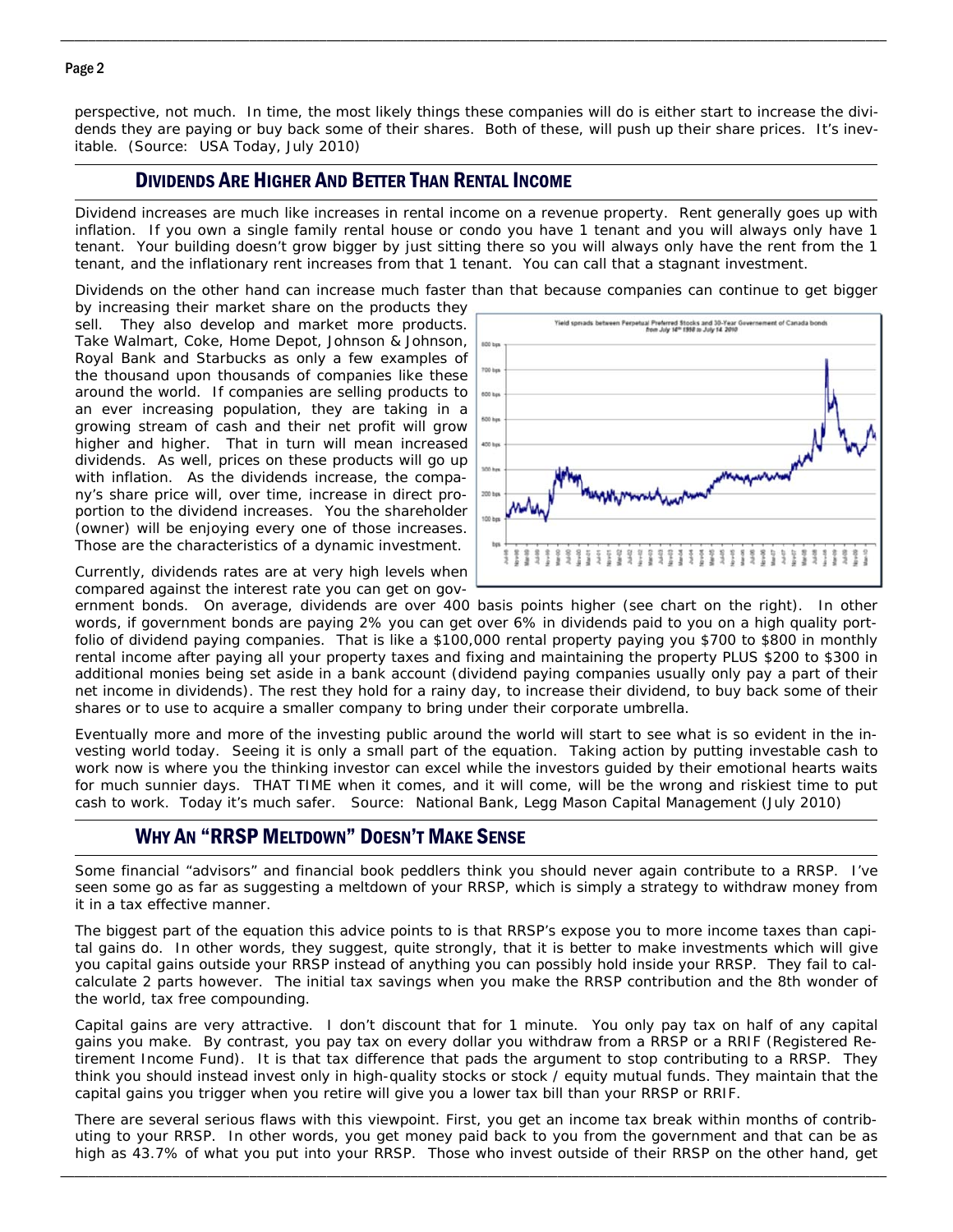perspective, not much. In time, the most likely things these companies will do is either start to increase the dividends they are paying or buy back some of their shares. Both of these, will push up their share prices. It's inevitable. (Source: USA Today, July 2010)

## DIVIDENDS ARE HIGHER AND BETTER THAN RENTAL INCOME

Dividend increases are much like increases in rental income on a revenue property. Rent generally goes up with inflation. If you own a single family rental house or condo you have 1 tenant and you will always only have 1 tenant. Your building doesn't grow bigger by just sitting there so you will always only have the rent from the 1 tenant, and the inflationary rent increases from that 1 tenant. You can call that a stagnant investment.

Dividends on the other hand can increase much faster than that because companies can continue to get bigger by increasing their market share on the products they sell. They also develop and market more products. Take Walmart, Coke, Home Depot, Johnson & Johnson, Royal Bank and Starbucks as only a few examples of the thousand upon thousands of companies like these around the world. If companies are selling products to an ever increasing population, they are taking in a growing stream of cash and their net profit will grow higher and higher. That in turn will mean increased dividends. As well, prices on these products will go up with inflation. As the dividends increase, the company's share price will, over time, increase in direct proportion to the dividend increases. You the shareholder (owner) will be enjoying every one of those increases. Those are the characteristics of a dynamic investment.

Currently, dividends rates are at very high levels when compared against the interest rate you can get on government bonds. On average, dividends are over 400 basis points higher (see chart on the right). In other words, if government bonds are paying 2% you can get over 6% in dividends paid to you on a high quality portfolio of dividend paying companies. That is like a $100,000 rental property paying you $700 to $800 in monthly rental income after paying all your property taxes and fixing and maintaining the property PLUS $200 to $300 in additional monies being set aside in a bank account (dividend paying companies usually only pay a part of their net income in dividends). The rest they hold for a rainy day, to increase their dividend, to buy back some of their shares or to use to acquire a smaller company to bring under their corporate umbrella.

Eventually more and more of the investing public around the world will start to see what is so evident in the investing world today. Seeing it is only a small part of the equation. Taking action by putting investable cash to work now is where you the thinking investor can excel while the investors guided by their emotional hearts waits for much sunnier days. THAT TIME when it comes, and it will come, will be the wrong and riskiest time to put cash to work. Today it's much safer. Source: National Bank, Legg Mason Capital Management (July 2010)

## WHY AN "RRSP MELTDOWN" DOESN'T MAKE SENSE

Some financial "advisors" and financial book peddlers think you should never again contribute to a RRSP. I've seen some go as far as suggesting a meltdown of your RRSP, which is simply a strategy to withdraw money from it in a tax effective manner.

The biggest part of the equation this advice points to is that RRSP's expose you to more income taxes than capital gains do. In other words, they suggest, quite strongly, that it is better to make investments which will give you capital gains outside your RRSP instead of anything you can possibly hold inside your RRSP. They fail to calcalculate 2 parts however. The initial tax savings when you make the RRSP contribution and the 8th wonder of the world, tax free compounding.

Capital gains are very attractive. I don't discount that for 1 minute. You only pay tax on half of any capital gains you make. By contrast, you pay tax on every dollar you withdraw from a RRSP or a RRIF (Registered Retirement Income Fund). It is that tax difference that pads the argument to stop contributing to a RRSP. They think you should instead invest only in high-quality stocks or stock / equity mutual funds. They maintain that the capital gains you trigger when you retire will give you a lower tax bill than your RRSP or RRIF.

There are several serious flaws with this viewpoint. First, you get an income tax break within months of contributing to your RRSP. In other words, you get money paid back to you from the government and that can be as high as 43.7% of what you put into your RRSP. Those who invest outside of their RRSP on the other hand, get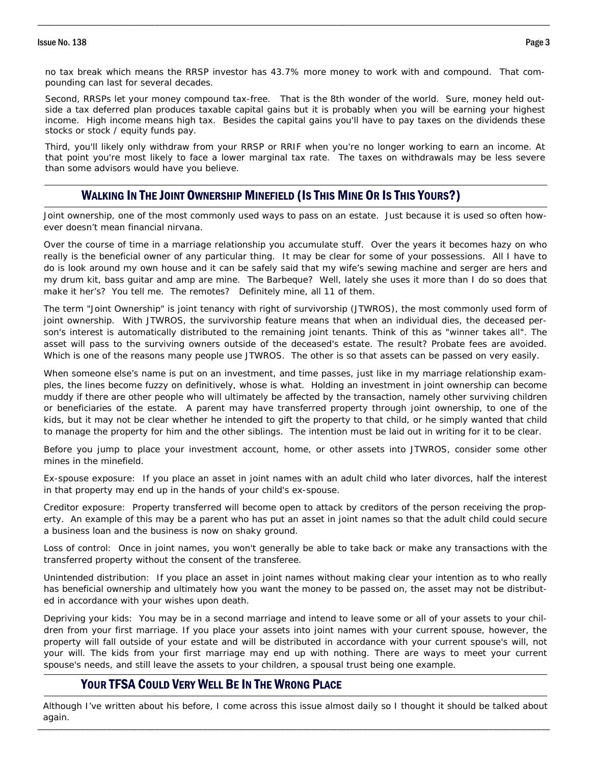no tax break which means the RRSP investor has 43.7% more money to work with and compound. That compounding can last for several decades.

Second, RRSPs let your money compound tax-free. That is the 8th wonder of the world. Sure, money held outside a tax deferred plan produces taxable capital gains but it is probably when you will be earning your highest income. High income means high tax. Besides the capital gains you'll have to pay taxes on the dividends these stocks or stock / equity funds pay.

Third, you'll likely only withdraw from your RRSP or RRIF when you're no longer working to earn an income. At that point you're most likely to face a lower marginal tax rate. The taxes on withdrawals may be less severe than some advisors would have you believe.

## Walking In The Joint Ownership Minefield (Is This Mine Or Is This Yours?)

Joint ownership, one of the most commonly used ways to pass on an estate. Just because it is used so often however doesn't mean financial nirvana.

Over the course of time in a marriage relationship you accumulate stuff. Over the years it becomes hazy on who really is the beneficial owner of any particular thing. It may be clear for some of your possessions. All I have to do is look around my own house and it can be safely said that my wife's sewing machine and serger are hers and my drum kit, bass guitar and amp are mine. The Barbeque? Well, lately she uses it more than I do so does that make it her's? You tell me. The remotes? Definitely mine, all 11 of them.

The term "Joint Ownership" is joint tenancy with right of survivorship (JTWROS), the most commonly used form of joint ownership. With JTWROS, the survivorship feature means that when an individual dies, the deceased person's interest is automatically distributed to the remaining joint tenants. Think of this as "winner takes all". The asset will pass to the surviving owners outside of the deceased's estate. The result? Probate fees are avoided. Which is one of the reasons many people use JTWROS. The other is so that assets can be passed on very easily.

When someone else's name is put on an investment, and time passes, just like in my marriage relationship examples, the lines become fuzzy on definitively, whose is what. Holding an investment in joint ownership can become muddy if there are other people who will ultimately be affected by the transaction, namely other surviving children or beneficiaries of the estate. A parent may have transferred property through joint ownership, to one of the kids, but it may not be clear whether he intended to gift the property to that child, or he simply wanted that child to manage the property for him and the other siblings. The intention must be laid out in writing for it to be clear.

Before you jump to place your investment account, home, or other assets into JTWROS, consider some other mines in the minefield.

Ex-spouse exposure: If you place an asset in joint names with an adult child who later divorces, half the interest in that property may end up in the hands of your child's ex-spouse.

Creditor exposure: Property transferred will become open to attack by creditors of the person receiving the property. An example of this may be a parent who has put an asset in joint names so that the adult child could secure a business loan and the business is now on shaky ground.

Loss of control: Once in joint names, you won't generally be able to take back or make any transactions with the transferred property without the consent of the transferee.

Unintended distribution: If you place an asset in joint names without making clear your intention as to who really has beneficial ownership and ultimately how you want the money to be passed on, the asset may not be distributed in accordance with your wishes upon death.

Depriving your kids: You may be in a second marriage and intend to leave some or all of your assets to your children from your first marriage. If you place your assets into joint names with your current spouse, however, the property will fall outside of your estate and will be distributed in accordance with your current spouse's will, not your will. The kids from your first marriage may end up with nothing. There are ways to meet your current spouse's needs, and still leave the assets to your children, a spousal trust being one example.

## Your TFSA Could Very Well Be In The Wrong Place

Although I've written about his before, I come across this issue almost daily so I thought it should be talked about again.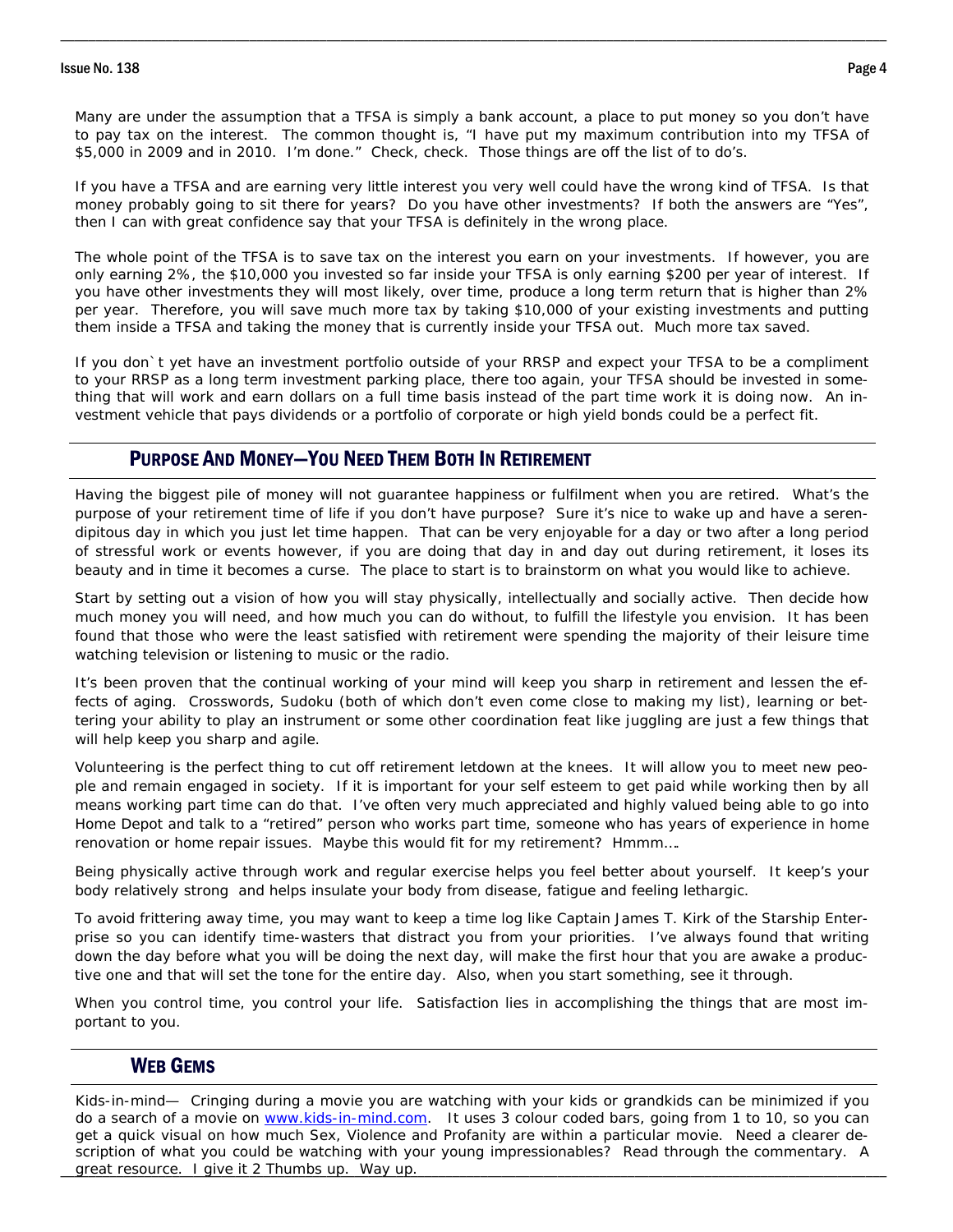Many are under the assumption that a TFSA is simply a bank account, a place to put money so you don't have to pay tax on the interest. The common thought is, "I have put my maximum contribution into my TFSA of $5,000 in 2009 and in 2010. I'm done." Check, check. Those things are off the list of to do's.

If you have a TFSA and are earning very little interest you very well could have the wrong kind of TFSA. Is that money probably going to sit there for years? Do you have other investments? If both the answers are "Yes", then I can with great confidence say that your TFSA is definitely in the wrong place.

The whole point of the TFSA is to save tax on the interest you earn on your investments. If however, you are only earning 2%, the $10,000 you invested so far inside your TFSA is only earning $200 per year of interest. If you have other investments they will most likely, over time, produce a long term return that is higher than 2% per year. Therefore, you will save much more tax by taking $10,000 of your existing investments and putting them inside a TFSA and taking the money that is currently inside your TFSA out. Much more tax saved.

If you don`t yet have an investment portfolio outside of your RRSP and expect your TFSA to be a compliment to your RRSP as a long term investment parking place, there too again, your TFSA should be invested in something that will work and earn dollars on a full time basis instead of the part time work it is doing now. An investment vehicle that pays dividends or a portfolio of corporate or high yield bonds could be a perfect fit.

## Purpose And Money—You Need Them Both In Retirement

Having the biggest pile of money will not guarantee happiness or fulfilment when you are retired. What's the purpose of your retirement time of life if you don't have purpose? Sure it's nice to wake up and have a serendipitous day in which you just let time happen. That can be very enjoyable for a day or two after a long period of stressful work or events however, if you are doing that day in and day out during retirement, it loses its beauty and in time it becomes a curse. The place to start is to brainstorm on what you would like to achieve.

Start by setting out a vision of how you will stay physically, intellectually and socially active. Then decide how much money you will need, and how much you can do without, to fulfill the lifestyle you envision. It has been found that those who were the least satisfied with retirement were spending the majority of their leisure time watching television or listening to music or the radio.

It's been proven that the continual working of your mind will keep you sharp in retirement and lessen the effects of aging. Crosswords, Sudoku (both of which don't even come close to making my list), learning or bettering your ability to play an instrument or some other coordination feat like juggling are just a few things that will help keep you sharp and agile.

Volunteering is the perfect thing to cut off retirement letdown at the knees. It will allow you to meet new people and remain engaged in society. If it is important for your self esteem to get paid while working then by all means working part time can do that. I've often very much appreciated and highly valued being able to go into Home Depot and talk to a "retired" person who works part time, someone who has years of experience in home renovation or home repair issues. Maybe this would fit for my retirement? Hmmm….

Being physically active through work and regular exercise helps you feel better about yourself. It keep's your body relatively strong and helps insulate your body from disease, fatigue and feeling lethargic.

To avoid frittering away time, you may want to keep a time log like Captain James T. Kirk of the Starship Enterprise so you can identify time-wasters that distract you from your priorities. I've always found that writing down the day before what you will be doing the next day, will make the first hour that you are awake a productive one and that will set the tone for the entire day. Also, when you start something, see it through.

When you control time, you control your life. Satisfaction lies in accomplishing the things that are most important to you.

## Web Gems

Kids-in-mind— Cringing during a movie you are watching with your kids or grandkids can be minimized if you do a search of a movie on www.kids-in-mind.com. It uses 3 colour coded bars, going from 1 to 10, so you can get a quick visual on how much Sex, Violence and Profanity are within a particular movie. Need a clearer description of what you could be watching with your young impressionables? Read through the commentary. A great resource. I give it 2 Thumbs up. Way up.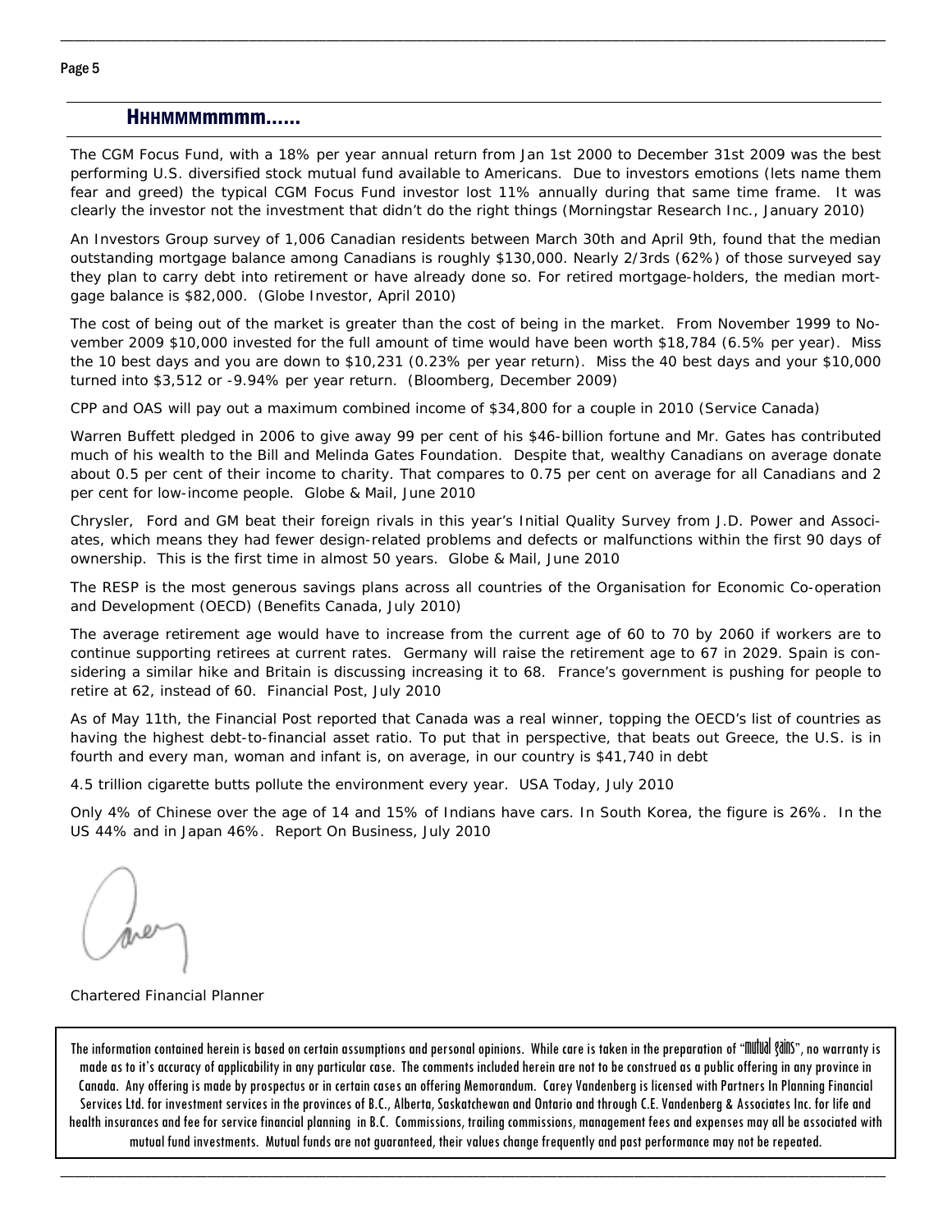## Hhhmmmmmmm……

The CGM Focus Fund, with a 18% per year annual return from Jan 1st 2000 to December 31st 2009 was the best performing U.S. diversified stock mutual fund available to Americans. Due to investors emotions (lets name them fear and greed) the typical CGM Focus Fund investor lost 11% annually during that same time frame. It was clearly the investor not the investment that didn't do the right things (Morningstar Research Inc., January 2010)

An Investors Group survey of 1,006 Canadian residents between March 30th and April 9th, found that the median outstanding mortgage balance among Canadians is roughly $130,000. Nearly 2/3rds (62%) of those surveyed say they plan to carry debt into retirement or have already done so. For retired mortgage-holders, the median mortgage balance is $82,000. (Globe Investor, April 2010)

The cost of being out of the market is greater than the cost of being in the market. From November 1999 to November 2009 $10,000 invested for the full amount of time would have been worth $18,784 (6.5% per year). Miss the 10 best days and you are down to $10,231 (0.23% per year return). Miss the 40 best days and your $10,000 turned into $3,512 or -9.94% per year return. (Bloomberg, December 2009)

CPP and OAS will pay out a maximum combined income of $34,800 for a couple in 2010 (Service Canada)

Warren Buffett pledged in 2006 to give away 99 per cent of his $46-billion fortune and Mr. Gates has contributed much of his wealth to the Bill and Melinda Gates Foundation. Despite that, wealthy Canadians on average donate about 0.5 per cent of their income to charity. That compares to 0.75 per cent on average for all Canadians and 2 per cent for low-income people. Globe & Mail, June 2010

Chrysler, Ford and GM beat their foreign rivals in this year's Initial Quality Survey from J.D. Power and Associates, which means they had fewer design-related problems and defects or malfunctions within the first 90 days of ownership. This is the first time in almost 50 years. Globe & Mail, June 2010

The RESP is the most generous savings plans across all countries of the Organisation for Economic Co-operation and Development (OECD) (Benefits Canada, July 2010)

The average retirement age would have to increase from the current age of 60 to 70 by 2060 if workers are to continue supporting retirees at current rates. Germany will raise the retirement age to 67 in 2029. Spain is considering a similar hike and Britain is discussing increasing it to 68. France's government is pushing for people to retire at 62, instead of 60. Financial Post, July 2010

As of May 11th, the Financial Post reported that Canada was a real winner, topping the OECD's list of countries as having the highest debt-to-financial asset ratio. To put that in perspective, that beats out Greece, the U.S. is in fourth and every man, woman and infant is, on average, in our country is $41,740 in debt

4.5 trillion cigarette butts pollute the environment every year. USA Today, July 2010

Only 4% of Chinese over the age of 14 and 15% of Indians have cars. In South Korea, the figure is 26%. In the US 44% and in Japan 46%. Report On Business, July 2010

Carey

Chartered Financial Planner

The information contained herein is based on certain assumptions and personal opinions. While care is taken in the preparation of "mutual gains", no warranty is made as to it's accuracy of applicability in any particular case. The comments included herein are not to be construed as a public offering in any province in Canada. Any offering is made by prospectus or in certain cases an offering Memorandum. Carey Vandenberg is licensed with Partners In Planning Financial Services Ltd. for investment services in the provinces of B.C., Alberta, Saskatchewan and Ontario and through C.E. Vandenberg & Associates Inc. for life and health insurances and fee for service financial planning in B.C. Commissions, trailing commissions, management fees and expenses may all be associated with mutual fund investments. Mutual funds are not guaranteed, their values change frequently and past performance may not be repeated.